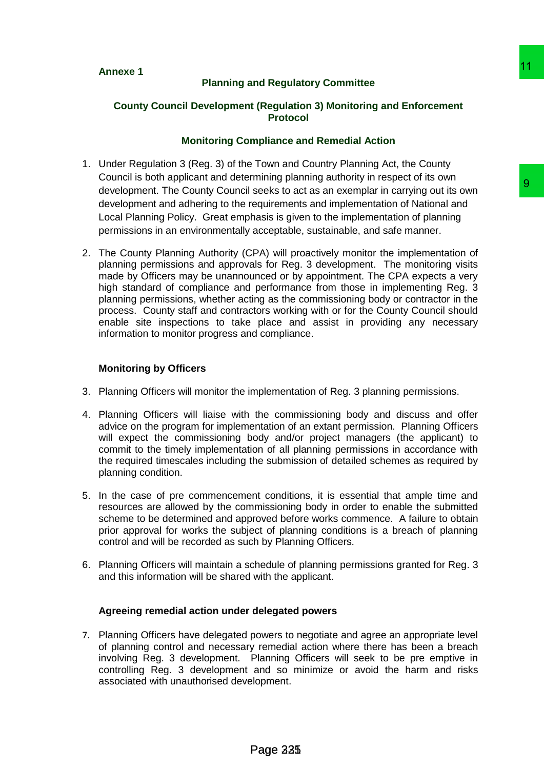**Annexe 1**

## Planning and Regulatory Committee

## County Council Development (Regulation 3) Monitoring and Enforcement Protocol

### Monitoring Compliance and Remedial Action

1. Under Regulation 3 (Reg. 3) of the Town and Country Planning Act, the County Council is both applicant and determining planning authority in respect of its own development. The County Council seeks to act as an exemplar in carrying out its own development and adhering to the requirements and implementation of National and Local Planning Policy. Great emphasis is given to the implementation of planning permissions in an environmentally acceptable, sustainable, and safe manner.

2. The County Planning Authority (CPA) will proactively monitor the implementation of planning permissions and approvals for Reg. 3 development. The monitoring visits made by Officers may be unannounced or by appointment. The CPA expects a very high standard of compliance and performance from those in implementing Reg. 3 planning permissions, whether acting as the commissioning body or contractor in the process. County staff and contractors working with or for the County Council should enable site inspections to take place and assist in providing any necessary information to monitor progress and compliance.

### Monitoring by Officers

3. Planning Officers will monitor the implementation of Reg. 3 planning permissions.

4. Planning Officers will liaise with the commissioning body and discuss and offer advice on the program for implementation of an extant permission. Planning Officers will expect the commissioning body and/or project managers (the applicant) to commit to the timely implementation of all planning permissions in accordance with the required timescales including the submission of detailed schemes as required by planning condition.

5. In the case of pre commencement conditions, it is essential that ample time and resources are allowed by the commissioning body in order to enable the submitted scheme to be determined and approved before works commence. A failure to obtain prior approval for works the subject of planning conditions is a breach of planning control and will be recorded as such by Planning Officers.

6. Planning Officers will maintain a schedule of planning permissions granted for Reg. 3 and this information will be shared with the applicant.

### Agreeing remedial action under delegated powers

7. Planning Officers have delegated powers to negotiate and agree an appropriate level of planning control and necessary remedial action where there has been a breach involving Reg. 3 development. Planning Officers will seek to be pre emptive in controlling Reg. 3 development and so minimize or avoid the harm and risks associated with unauthorised development.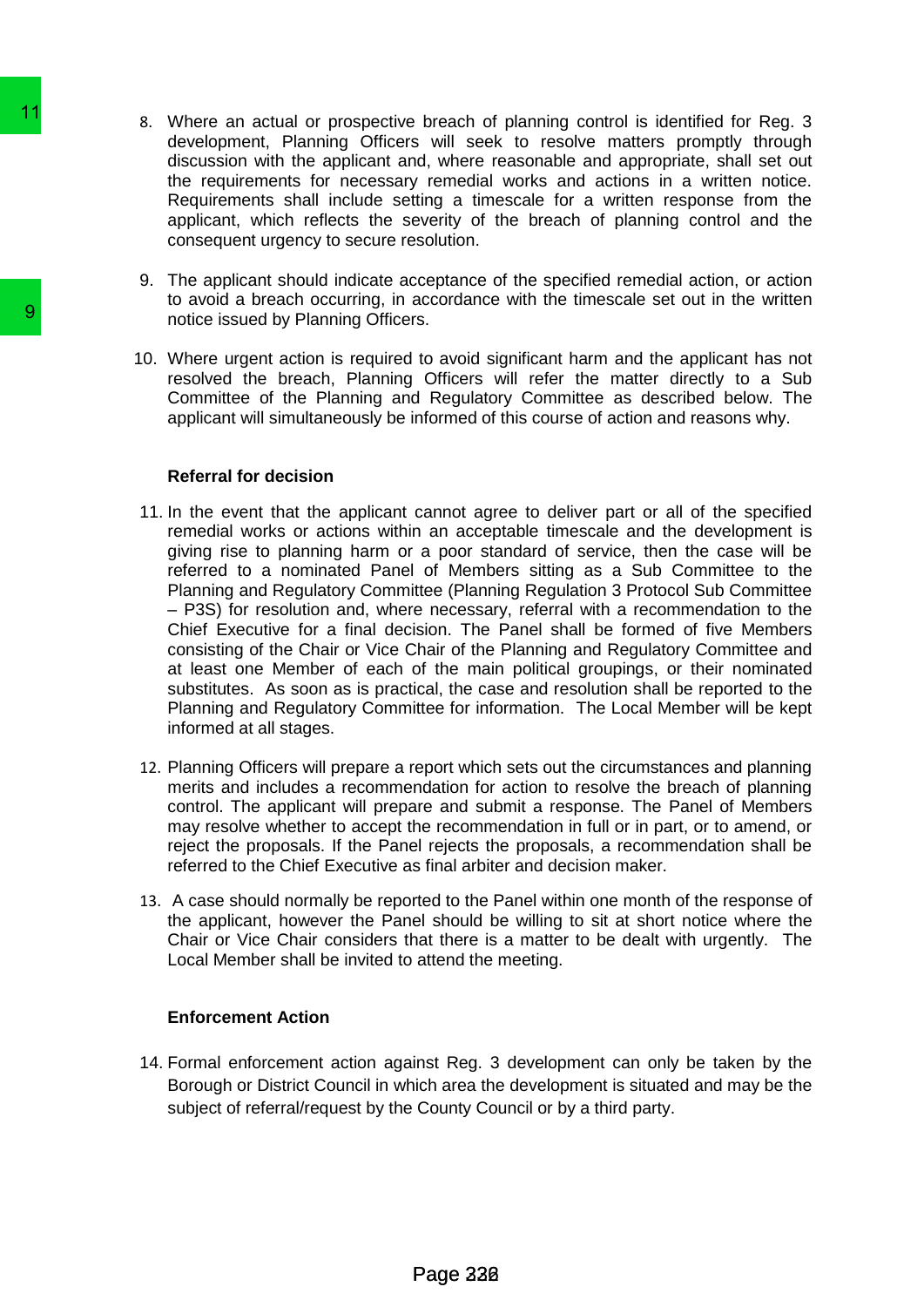8. Where an actual or prospective breach of planning control is identified for Reg. 3 development, Planning Officers will seek to resolve matters promptly through discussion with the applicant and, where reasonable and appropriate, shall set out the requirements for necessary remedial works and actions in a written notice. Requirements shall include setting a timescale for a written response from the applicant, which reflects the severity of the breach of planning control and the consequent urgency to secure resolution.

9. The applicant should indicate acceptance of the specified remedial action, or action to avoid a breach occurring, in accordance with the timescale set out in the written notice issued by Planning Officers.

10. Where urgent action is required to avoid significant harm and the applicant has not resolved the breach, Planning Officers will refer the matter directly to a Sub Committee of the Planning and Regulatory Committee as described below. The applicant will simultaneously be informed of this course of action and reasons why.

**Referral for decision**

11. In the event that the applicant cannot agree to deliver part or all of the specified remedial works or actions within an acceptable timescale and the development is giving rise to planning harm or a poor standard of service, then the case will be referred to a nominated Panel of Members sitting as a Sub Committee to the Planning and Regulatory Committee (Planning Regulation 3 Protocol Sub Committee – P3S) for resolution and, where necessary, referral with a recommendation to the Chief Executive for a final decision. The Panel shall be formed of five Members consisting of the Chair or Vice Chair of the Planning and Regulatory Committee and at least one Member of each of the main political groupings, or their nominated substitutes. As soon as is practical, the case and resolution shall be reported to the Planning and Regulatory Committee for information. The Local Member will be kept informed at all stages.

12. Planning Officers will prepare a report which sets out the circumstances and planning merits and includes a recommendation for action to resolve the breach of planning control. The applicant will prepare and submit a response. The Panel of Members may resolve whether to accept the recommendation in full or in part, or to amend, or reject the proposals. If the Panel rejects the proposals, a recommendation shall be referred to the Chief Executive as final arbiter and decision maker.

13. A case should normally be reported to the Panel within one month of the response of the applicant, however the Panel should be willing to sit at short notice where the Chair or Vice Chair considers that there is a matter to be dealt with urgently. The Local Member shall be invited to attend the meeting.

**Enforcement Action**

14. Formal enforcement action against Reg. 3 development can only be taken by the Borough or District Council in which area the development is situated and may be the subject of referral/request by the County Council or by a third party.